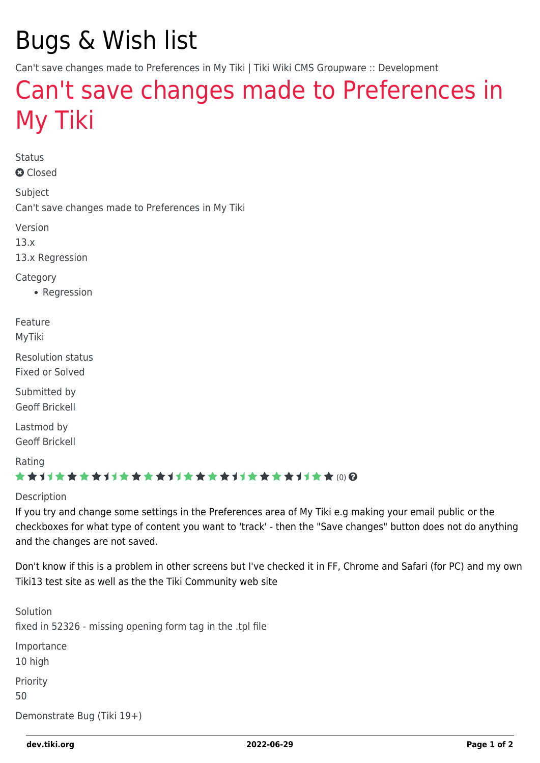# Bugs & Wish list

Can't save changes made to Preferences in My Tiki | Tiki Wiki CMS Groupware :: Development

## Can't save changes made to Preferences in My Tiki

Status

Closed

Subject

Can't save changes made to Preferences in My Tiki

Version

13.x

13.x Regression

Category

- Regression

Feature

MyTiki

Resolution status

Fixed or Solved

Submitted by

Geoff Brickell

Lastmod by

Geoff Brickell

Rating

(0)

Description

If you try and change some settings in the Preferences area of My Tiki e.g making your email public or the checkboxes for what type of content you want to 'track' - then the "Save changes" button does not do anything and the changes are not saved.

Don't know if this is a problem in other screens but I've checked it in FF, Chrome and Safari (for PC) and my own Tiki13 test site as well as the the Tiki Community web site

Solution

fixed in 52326 - missing opening form tag in the .tpl file

Importance

10 high

Priority

50

Demonstrate Bug (Tiki 19+)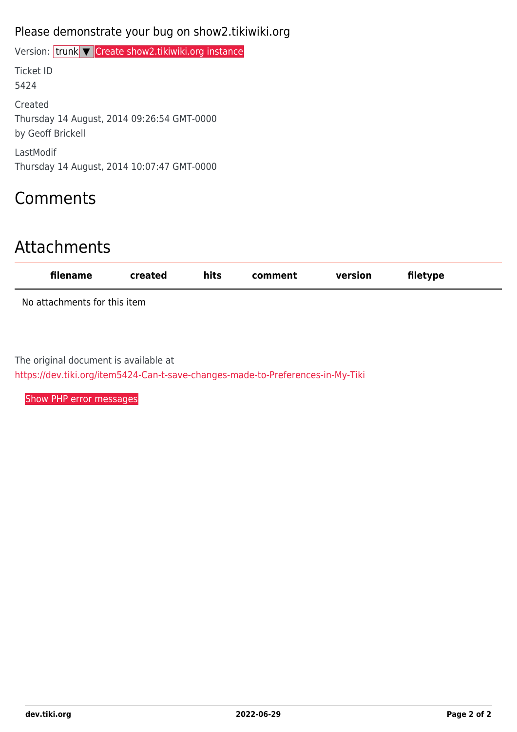Please demonstrate your bug on show2.tikiwiki.org

Version: trunk ▼ Create show2.tikiwiki.org instance

Ticket ID
5424

Created
Thursday 14 August, 2014 09:26:54 GMT-0000
by Geoff Brickell

LastModif
Thursday 14 August, 2014 10:07:47 GMT-0000

# Comments

# Attachments

| filename | created | hits | comment | version | filetype |
|---|---|---|---|---|---|
| No attachments for this item | | | | | |

The original document is available at
https://dev.tiki.org/item5424-Can-t-save-changes-made-to-Preferences-in-My-Tiki

Show PHP error messages